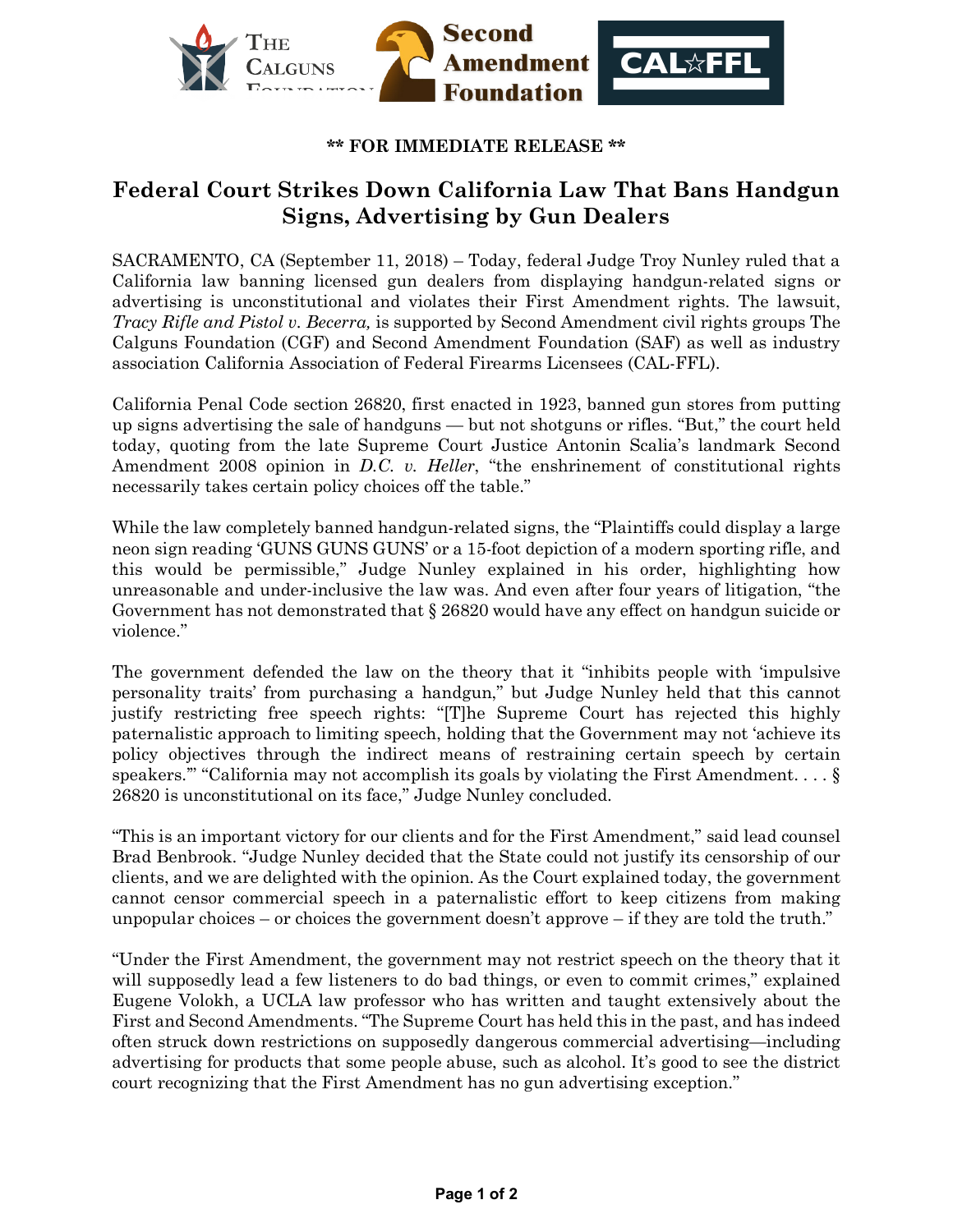**\*\* FOR IMMEDIATE RELEASE \*\***

# Federal Court Strikes Down California Law That Bans Handgun Signs, Advertising by Gun Dealers

SACRAMENTO, CA (September 11, 2018) – Today, federal Judge Troy Nunley ruled that a California law banning licensed gun dealers from displaying handgun-related signs or advertising is unconstitutional and violates their First Amendment rights. The lawsuit, *Tracy Rifle and Pistol v. Becerra,* is supported by Second Amendment civil rights groups The Calguns Foundation (CGF) and Second Amendment Foundation (SAF) as well as industry association California Association of Federal Firearms Licensees (CAL-FFL).

California Penal Code section 26820, first enacted in 1923, banned gun stores from putting up signs advertising the sale of handguns — but not shotguns or rifles. "But," the court held today, quoting from the late Supreme Court Justice Antonin Scalia's landmark Second Amendment 2008 opinion in *D.C. v. Heller*, "the enshrinement of constitutional rights necessarily takes certain policy choices off the table."

While the law completely banned handgun-related signs, the "Plaintiffs could display a large neon sign reading 'GUNS GUNS GUNS' or a 15-foot depiction of a modern sporting rifle, and this would be permissible," Judge Nunley explained in his order, highlighting how unreasonable and under-inclusive the law was. And even after four years of litigation, "the Government has not demonstrated that § 26820 would have any effect on handgun suicide or violence."

The government defended the law on the theory that it "inhibits people with 'impulsive personality traits' from purchasing a handgun," but Judge Nunley held that this cannot justify restricting free speech rights: "[T]he Supreme Court has rejected this highly paternalistic approach to limiting speech, holding that the Government may not 'achieve its policy objectives through the indirect means of restraining certain speech by certain speakers.'" "California may not accomplish its goals by violating the First Amendment. . . . § 26820 is unconstitutional on its face," Judge Nunley concluded.

"This is an important victory for our clients and for the First Amendment," said lead counsel Brad Benbrook. "Judge Nunley decided that the State could not justify its censorship of our clients, and we are delighted with the opinion. As the Court explained today, the government cannot censor commercial speech in a paternalistic effort to keep citizens from making unpopular choices – or choices the government doesn't approve – if they are told the truth."

"Under the First Amendment, the government may not restrict speech on the theory that it will supposedly lead a few listeners to do bad things, or even to commit crimes," explained Eugene Volokh, a UCLA law professor who has written and taught extensively about the First and Second Amendments. "The Supreme Court has held this in the past, and has indeed often struck down restrictions on supposedly dangerous commercial advertising—including advertising for products that some people abuse, such as alcohol. It's good to see the district court recognizing that the First Amendment has no gun advertising exception."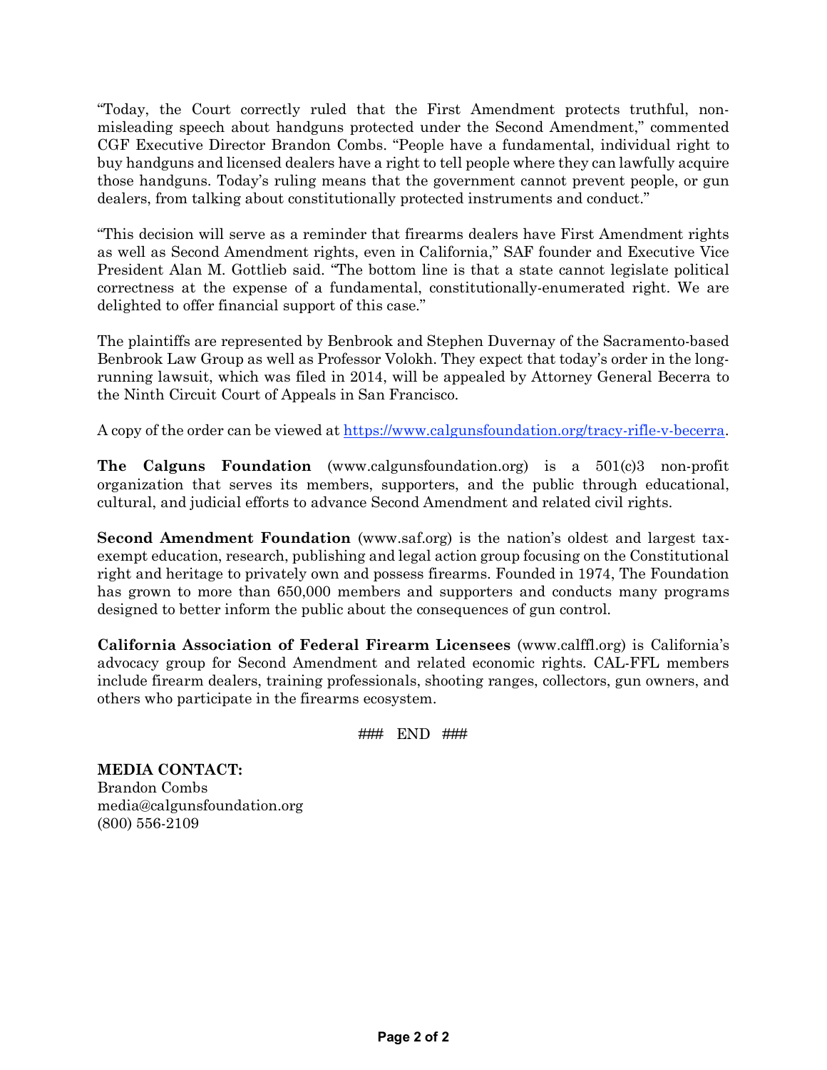"Today, the Court correctly ruled that the First Amendment protects truthful, non-misleading speech about handguns protected under the Second Amendment," commented CGF Executive Director Brandon Combs. "People have a fundamental, individual right to buy handguns and licensed dealers have a right to tell people where they can lawfully acquire those handguns. Today's ruling means that the government cannot prevent people, or gun dealers, from talking about constitutionally protected instruments and conduct."

"This decision will serve as a reminder that firearms dealers have First Amendment rights as well as Second Amendment rights, even in California," SAF founder and Executive Vice President Alan M. Gottlieb said. "The bottom line is that a state cannot legislate political correctness at the expense of a fundamental, constitutionally-enumerated right. We are delighted to offer financial support of this case."

The plaintiffs are represented by Benbrook and Stephen Duvernay of the Sacramento-based Benbrook Law Group as well as Professor Volokh. They expect that today's order in the long-running lawsuit, which was filed in 2014, will be appealed by Attorney General Becerra to the Ninth Circuit Court of Appeals in San Francisco.

A copy of the order can be viewed at [https://www.calgunsfoundation.org/tracy-rifle-v-becerra](https://www.calgunsfoundation.org/tracy-rifle-v-becerra).

**The Calguns Foundation** (www.calgunsfoundation.org) is a 501(c)3 non-profit organization that serves its members, supporters, and the public through educational, cultural, and judicial efforts to advance Second Amendment and related civil rights.

**Second Amendment Foundation** (www.saf.org) is the nation's oldest and largest tax-exempt education, research, publishing and legal action group focusing on the Constitutional right and heritage to privately own and possess firearms. Founded in 1974, The Foundation has grown to more than 650,000 members and supporters and conducts many programs designed to better inform the public about the consequences of gun control.

**California Association of Federal Firearm Licensees** (www.calffl.org) is California's advocacy group for Second Amendment and related economic rights. CAL-FFL members include firearm dealers, training professionals, shooting ranges, collectors, gun owners, and others who participate in the firearms ecosystem.

### END ###

**MEDIA CONTACT:**
Brandon Combs
media@calgunsfoundation.org
(800) 556-2109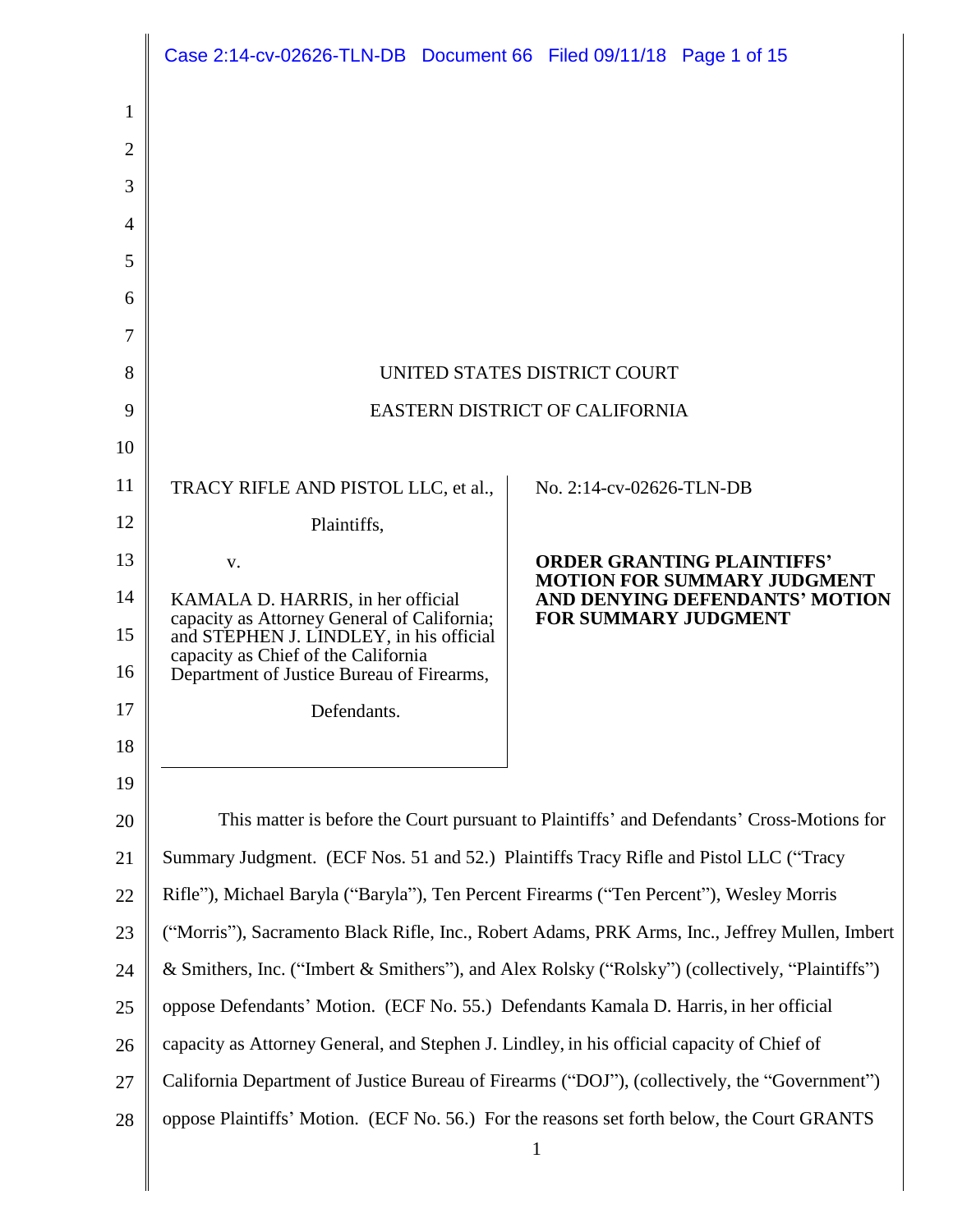UNITED STATES DISTRICT COURT

EASTERN DISTRICT OF CALIFORNIA

| | |
|---|---|
| TRACY RIFLE AND PISTOL LLC, et al.,<br><br>Plaintiffs,<br><br>v.<br><br>KAMALA D. HARRIS, in her official capacity as Attorney General of California; and STEPHEN J. LINDLEY, in his official capacity as Chief of the California Department of Justice Bureau of Firearms,<br><br>Defendants. | No. 2:14-cv-02626-TLN-DB<br><br>**ORDER GRANTING PLAINTIFFS' MOTION FOR SUMMARY JUDGMENT AND DENYING DEFENDANTS' MOTION FOR SUMMARY JUDGMENT** |

This matter is before the Court pursuant to Plaintiffs' and Defendants' Cross-Motions for Summary Judgment. (ECF Nos. 51 and 52.) Plaintiffs Tracy Rifle and Pistol LLC ("Tracy Rifle"), Michael Baryla ("Baryla"), Ten Percent Firearms ("Ten Percent"), Wesley Morris ("Morris"), Sacramento Black Rifle, Inc., Robert Adams, PRK Arms, Inc., Jeffrey Mullen, Imbert & Smithers, Inc. ("Imbert & Smithers"), and Alex Rolsky ("Rolsky") (collectively, "Plaintiffs") oppose Defendants' Motion. (ECF No. 55.) Defendants Kamala D. Harris, in her official capacity as Attorney General, and Stephen J. Lindley, in his official capacity of Chief of California Department of Justice Bureau of Firearms ("DOJ"), (collectively, the "Government") oppose Plaintiffs' Motion. (ECF No. 56.) For the reasons set forth below, the Court GRANTS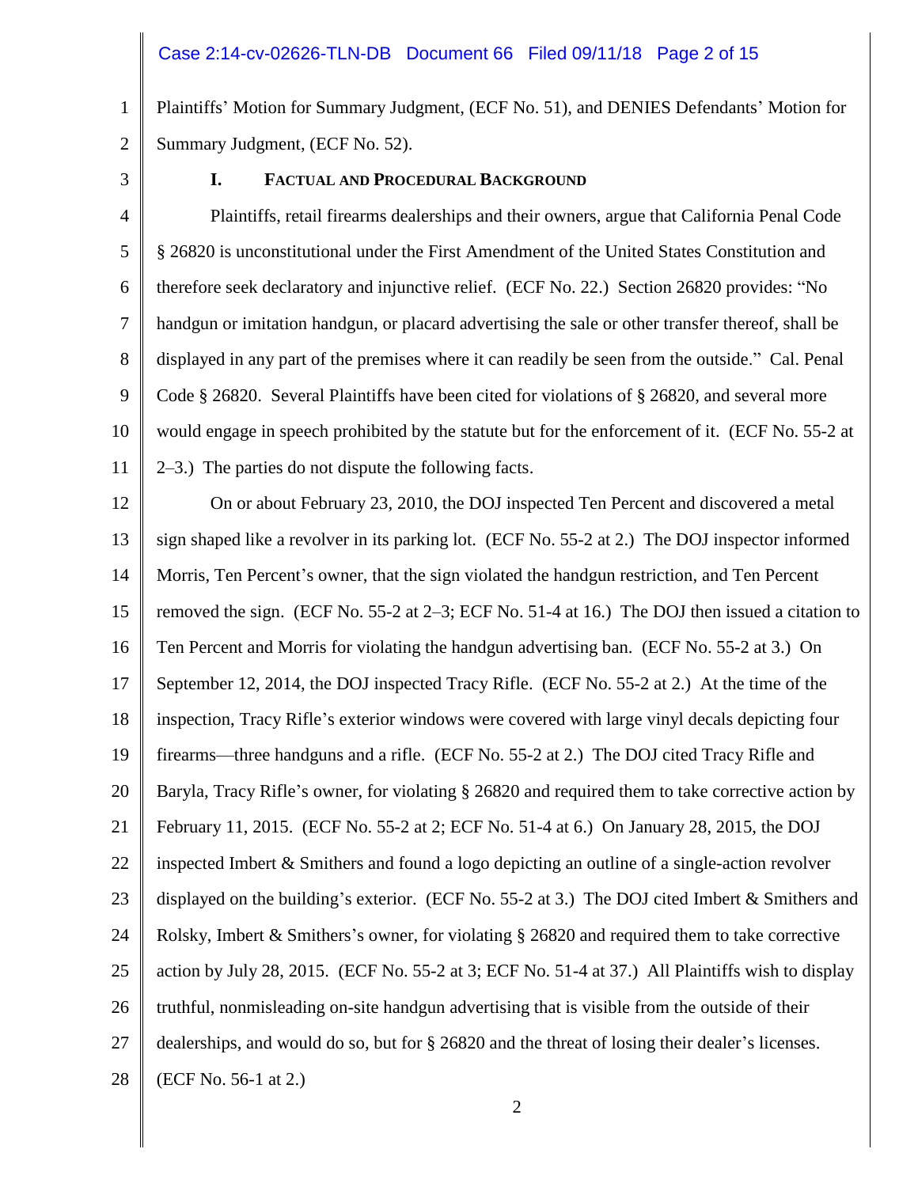Plaintiffs' Motion for Summary Judgment, (ECF No. 51), and DENIES Defendants' Motion for Summary Judgment, (ECF No. 52).

## I. Factual and Procedural Background

Plaintiffs, retail firearms dealerships and their owners, argue that California Penal Code § 26820 is unconstitutional under the First Amendment of the United States Constitution and therefore seek declaratory and injunctive relief. (ECF No. 22.) Section 26820 provides: "No handgun or imitation handgun, or placard advertising the sale or other transfer thereof, shall be displayed in any part of the premises where it can readily be seen from the outside." Cal. Penal Code § 26820. Several Plaintiffs have been cited for violations of § 26820, and several more would engage in speech prohibited by the statute but for the enforcement of it. (ECF No. 55-2 at 2–3.) The parties do not dispute the following facts.

On or about February 23, 2010, the DOJ inspected Ten Percent and discovered a metal sign shaped like a revolver in its parking lot. (ECF No. 55-2 at 2.) The DOJ inspector informed Morris, Ten Percent's owner, that the sign violated the handgun restriction, and Ten Percent removed the sign. (ECF No. 55-2 at 2–3; ECF No. 51-4 at 16.) The DOJ then issued a citation to Ten Percent and Morris for violating the handgun advertising ban. (ECF No. 55-2 at 3.) On September 12, 2014, the DOJ inspected Tracy Rifle. (ECF No. 55-2 at 2.) At the time of the inspection, Tracy Rifle's exterior windows were covered with large vinyl decals depicting four firearms—three handguns and a rifle. (ECF No. 55-2 at 2.) The DOJ cited Tracy Rifle and Baryla, Tracy Rifle's owner, for violating § 26820 and required them to take corrective action by February 11, 2015. (ECF No. 55-2 at 2; ECF No. 51-4 at 6.) On January 28, 2015, the DOJ inspected Imbert & Smithers and found a logo depicting an outline of a single-action revolver displayed on the building's exterior. (ECF No. 55-2 at 3.) The DOJ cited Imbert & Smithers and Rolsky, Imbert & Smithers's owner, for violating § 26820 and required them to take corrective action by July 28, 2015. (ECF No. 55-2 at 3; ECF No. 51-4 at 37.) All Plaintiffs wish to display truthful, nonmisleading on-site handgun advertising that is visible from the outside of their dealerships, and would do so, but for § 26820 and the threat of losing their dealer's licenses. (ECF No. 56-1 at 2.)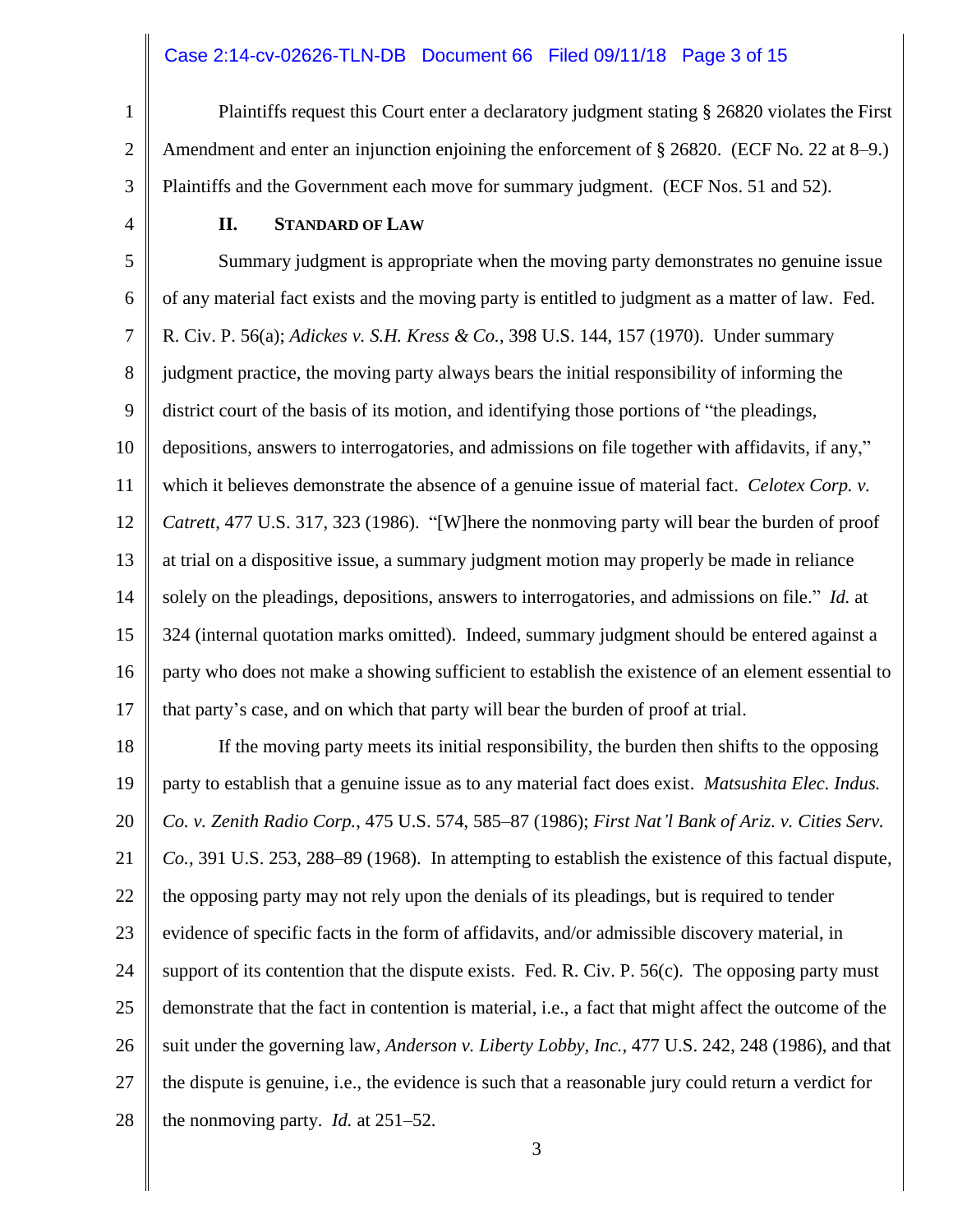Plaintiffs request this Court enter a declaratory judgment stating § 26820 violates the First Amendment and enter an injunction enjoining the enforcement of § 26820. (ECF No. 22 at 8–9.) Plaintiffs and the Government each move for summary judgment. (ECF Nos. 51 and 52).

## II. STANDARD OF LAW

Summary judgment is appropriate when the moving party demonstrates no genuine issue of any material fact exists and the moving party is entitled to judgment as a matter of law. Fed. R. Civ. P. 56(a); *Adickes v. S.H. Kress & Co.*, 398 U.S. 144, 157 (1970). Under summary judgment practice, the moving party always bears the initial responsibility of informing the district court of the basis of its motion, and identifying those portions of "the pleadings, depositions, answers to interrogatories, and admissions on file together with affidavits, if any," which it believes demonstrate the absence of a genuine issue of material fact. *Celotex Corp. v. Catrett*, 477 U.S. 317, 323 (1986). "[W]here the nonmoving party will bear the burden of proof at trial on a dispositive issue, a summary judgment motion may properly be made in reliance solely on the pleadings, depositions, answers to interrogatories, and admissions on file." *Id.* at 324 (internal quotation marks omitted). Indeed, summary judgment should be entered against a party who does not make a showing sufficient to establish the existence of an element essential to that party's case, and on which that party will bear the burden of proof at trial.

If the moving party meets its initial responsibility, the burden then shifts to the opposing party to establish that a genuine issue as to any material fact does exist. *Matsushita Elec. Indus. Co. v. Zenith Radio Corp.*, 475 U.S. 574, 585–87 (1986); *First Nat'l Bank of Ariz. v. Cities Serv. Co.*, 391 U.S. 253, 288–89 (1968). In attempting to establish the existence of this factual dispute, the opposing party may not rely upon the denials of its pleadings, but is required to tender evidence of specific facts in the form of affidavits, and/or admissible discovery material, in support of its contention that the dispute exists. Fed. R. Civ. P. 56(c). The opposing party must demonstrate that the fact in contention is material, i.e., a fact that might affect the outcome of the suit under the governing law, *Anderson v. Liberty Lobby, Inc.*, 477 U.S. 242, 248 (1986), and that the dispute is genuine, i.e., the evidence is such that a reasonable jury could return a verdict for the nonmoving party. *Id.* at 251–52.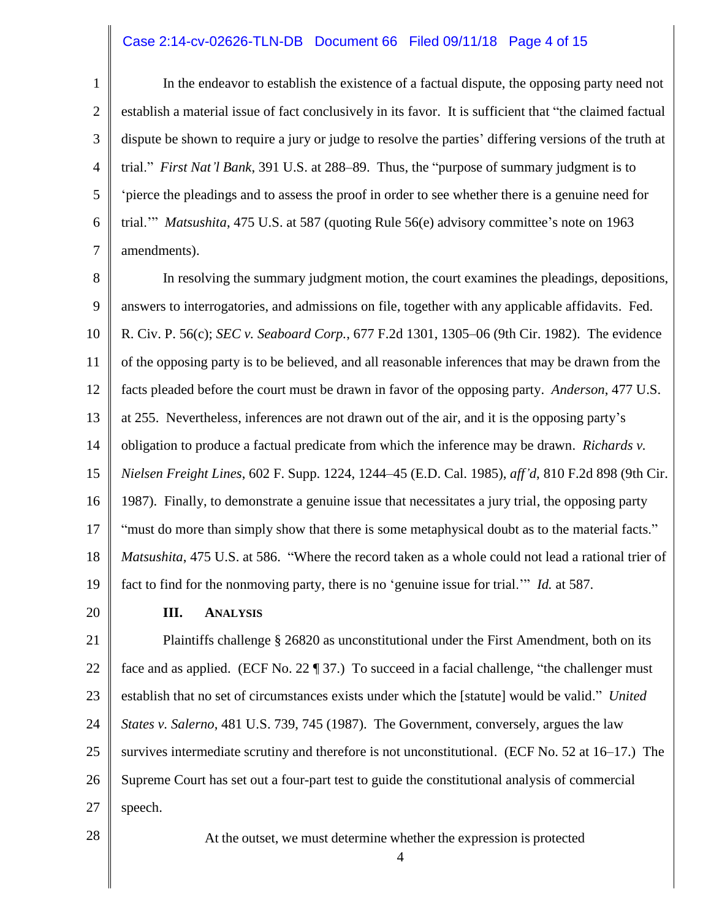In the endeavor to establish the existence of a factual dispute, the opposing party need not establish a material issue of fact conclusively in its favor. It is sufficient that "the claimed factual dispute be shown to require a jury or judge to resolve the parties' differing versions of the truth at trial." *First Nat'l Bank*, 391 U.S. at 288–89. Thus, the "purpose of summary judgment is to 'pierce the pleadings and to assess the proof in order to see whether there is a genuine need for trial.'" *Matsushita*, 475 U.S. at 587 (quoting Rule 56(e) advisory committee's note on 1963 amendments).

In resolving the summary judgment motion, the court examines the pleadings, depositions, answers to interrogatories, and admissions on file, together with any applicable affidavits. Fed. R. Civ. P. 56(c); *SEC v. Seaboard Corp.*, 677 F.2d 1301, 1305–06 (9th Cir. 1982). The evidence of the opposing party is to be believed, and all reasonable inferences that may be drawn from the facts pleaded before the court must be drawn in favor of the opposing party. *Anderson*, 477 U.S. at 255. Nevertheless, inferences are not drawn out of the air, and it is the opposing party's obligation to produce a factual predicate from which the inference may be drawn. *Richards v. Nielsen Freight Lines*, 602 F. Supp. 1224, 1244–45 (E.D. Cal. 1985), *aff'd*, 810 F.2d 898 (9th Cir. 1987). Finally, to demonstrate a genuine issue that necessitates a jury trial, the opposing party "must do more than simply show that there is some metaphysical doubt as to the material facts." *Matsushita*, 475 U.S. at 586. "Where the record taken as a whole could not lead a rational trier of fact to find for the nonmoving party, there is no 'genuine issue for trial.'" *Id.* at 587.

## III. ANALYSIS

Plaintiffs challenge § 26820 as unconstitutional under the First Amendment, both on its face and as applied. (ECF No. 22 ¶ 37.) To succeed in a facial challenge, "the challenger must establish that no set of circumstances exists under which the [statute] would be valid." *United States v. Salerno*, 481 U.S. 739, 745 (1987). The Government, conversely, argues the law survives intermediate scrutiny and therefore is not unconstitutional. (ECF No. 52 at 16–17.) The Supreme Court has set out a four-part test to guide the constitutional analysis of commercial speech.

> At the outset, we must determine whether the expression is protected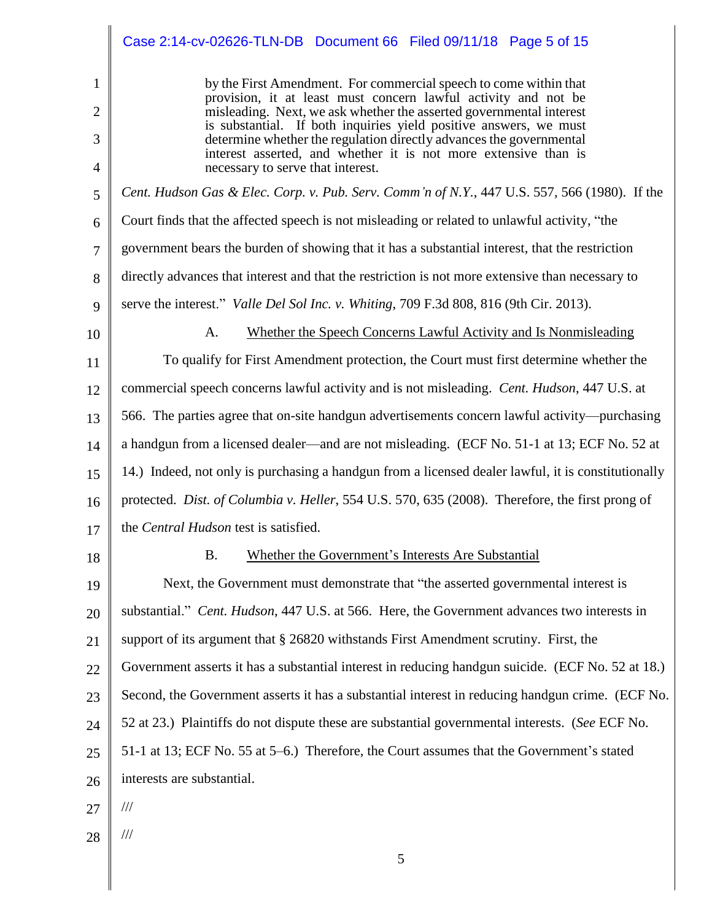> by the First Amendment. For commercial speech to come within that provision, it at least must concern lawful activity and not be misleading. Next, we ask whether the asserted governmental interest is substantial. If both inquiries yield positive answers, we must determine whether the regulation directly advances the governmental interest asserted, and whether it is not more extensive than is necessary to serve that interest.

*Cent. Hudson Gas & Elec. Corp. v. Pub. Serv. Comm'n of N.Y.*, 447 U.S. 557, 566 (1980). If the Court finds that the affected speech is not misleading or related to unlawful activity, "the government bears the burden of showing that it has a substantial interest, that the restriction directly advances that interest and that the restriction is not more extensive than necessary to serve the interest." *Valle Del Sol Inc. v. Whiting*, 709 F.3d 808, 816 (9th Cir. 2013).

### A. Whether the Speech Concerns Lawful Activity and Is Nonmisleading

To qualify for First Amendment protection, the Court must first determine whether the commercial speech concerns lawful activity and is not misleading. *Cent. Hudson*, 447 U.S. at 566. The parties agree that on-site handgun advertisements concern lawful activity—purchasing a handgun from a licensed dealer—and are not misleading. (ECF No. 51-1 at 13; ECF No. 52 at 14.) Indeed, not only is purchasing a handgun from a licensed dealer lawful, it is constitutionally protected. *Dist. of Columbia v. Heller*, 554 U.S. 570, 635 (2008). Therefore, the first prong of the *Central Hudson* test is satisfied.

### B. Whether the Government's Interests Are Substantial

Next, the Government must demonstrate that "the asserted governmental interest is substantial." *Cent. Hudson*, 447 U.S. at 566. Here, the Government advances two interests in support of its argument that § 26820 withstands First Amendment scrutiny. First, the Government asserts it has a substantial interest in reducing handgun suicide. (ECF No. 52 at 18.) Second, the Government asserts it has a substantial interest in reducing handgun crime. (ECF No. 52 at 23.) Plaintiffs do not dispute these are substantial governmental interests. (*See* ECF No. 51-1 at 13; ECF No. 55 at 5–6.) Therefore, the Court assumes that the Government's stated interests are substantial.

///

///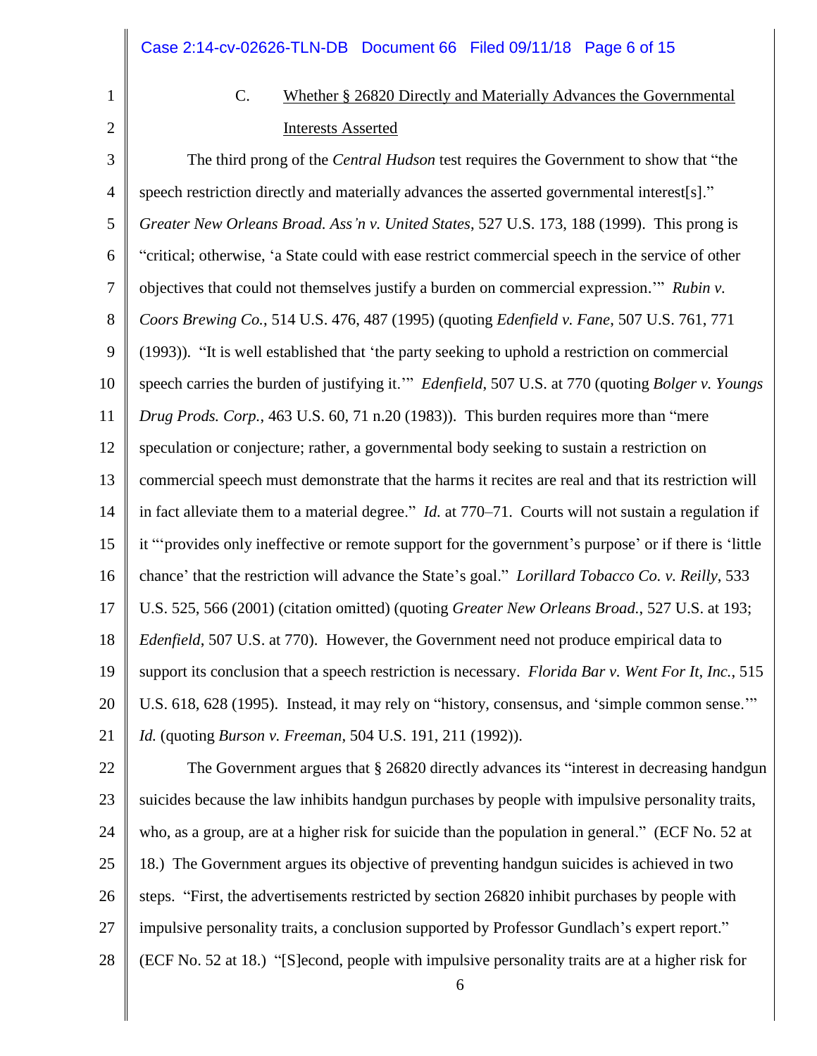### C. Whether § 26820 Directly and Materially Advances the Governmental Interests Asserted

The third prong of the *Central Hudson* test requires the Government to show that "the speech restriction directly and materially advances the asserted governmental interest[s]." *Greater New Orleans Broad. Ass'n v. United States*, 527 U.S. 173, 188 (1999). This prong is "critical; otherwise, 'a State could with ease restrict commercial speech in the service of other objectives that could not themselves justify a burden on commercial expression.'" *Rubin v. Coors Brewing Co.*, 514 U.S. 476, 487 (1995) (quoting *Edenfield v. Fane*, 507 U.S. 761, 771 (1993)). "It is well established that 'the party seeking to uphold a restriction on commercial speech carries the burden of justifying it.'" *Edenfield*, 507 U.S. at 770 (quoting *Bolger v. Youngs Drug Prods. Corp.*, 463 U.S. 60, 71 n.20 (1983)). This burden requires more than "mere speculation or conjecture; rather, a governmental body seeking to sustain a restriction on commercial speech must demonstrate that the harms it recites are real and that its restriction will in fact alleviate them to a material degree." *Id.* at 770–71. Courts will not sustain a regulation if it "'provides only ineffective or remote support for the government's purpose' or if there is 'little chance' that the restriction will advance the State's goal." *Lorillard Tobacco Co. v. Reilly*, 533 U.S. 525, 566 (2001) (citation omitted) (quoting *Greater New Orleans Broad.*, 527 U.S. at 193; *Edenfield*, 507 U.S. at 770). However, the Government need not produce empirical data to support its conclusion that a speech restriction is necessary. *Florida Bar v. Went For It, Inc.*, 515 U.S. 618, 628 (1995). Instead, it may rely on "history, consensus, and 'simple common sense.'" *Id.* (quoting *Burson v. Freeman*, 504 U.S. 191, 211 (1992)).

The Government argues that § 26820 directly advances its "interest in decreasing handgun suicides because the law inhibits handgun purchases by people with impulsive personality traits, who, as a group, are at a higher risk for suicide than the population in general." (ECF No. 52 at 18.) The Government argues its objective of preventing handgun suicides is achieved in two steps. "First, the advertisements restricted by section 26820 inhibit purchases by people with impulsive personality traits, a conclusion supported by Professor Gundlach's expert report." (ECF No. 52 at 18.) "[S]econd, people with impulsive personality traits are at a higher risk for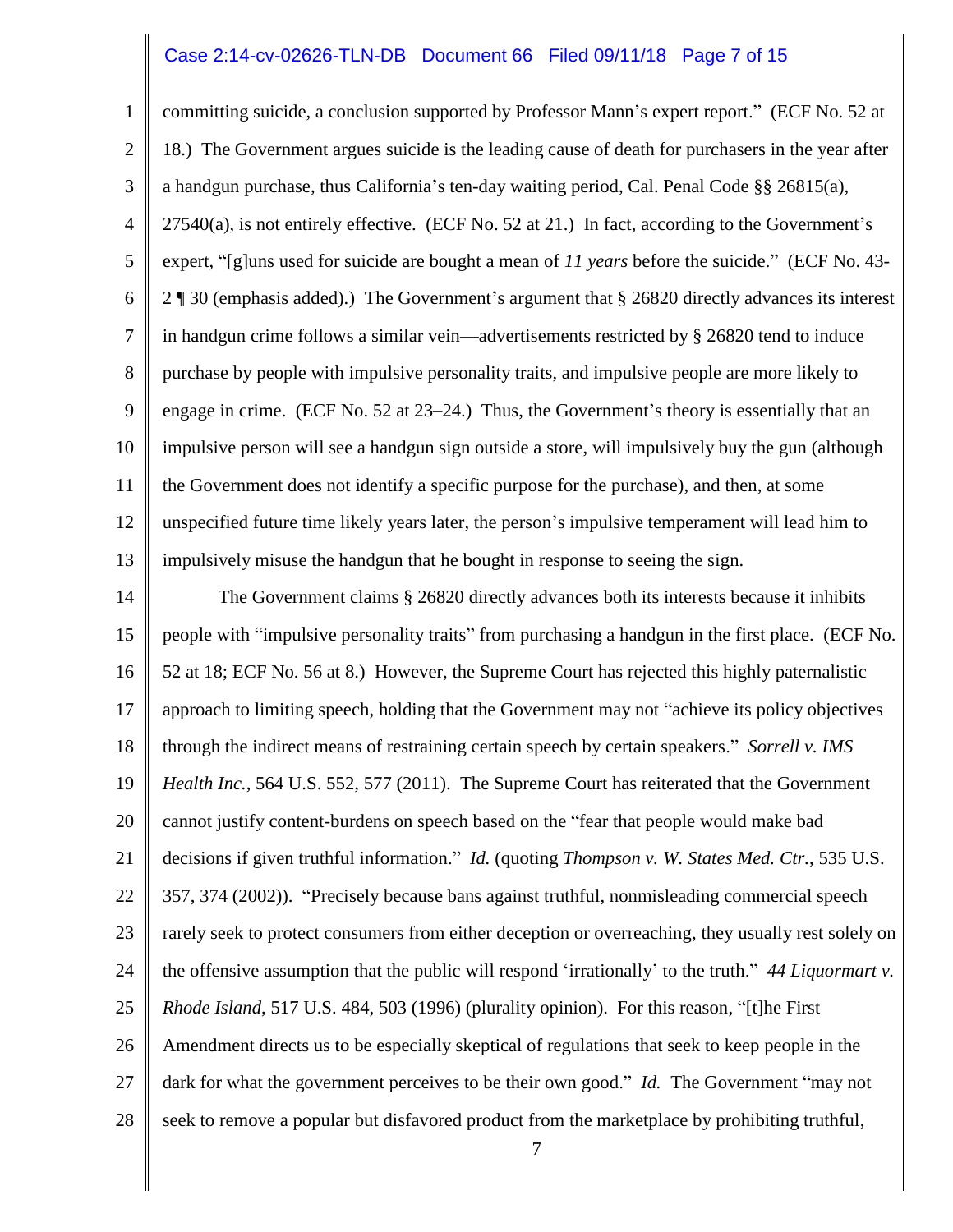committing suicide, a conclusion supported by Professor Mann's expert report." (ECF No. 52 at 18.) The Government argues suicide is the leading cause of death for purchasers in the year after a handgun purchase, thus California's ten-day waiting period, Cal. Penal Code §§ 26815(a), 27540(a), is not entirely effective. (ECF No. 52 at 21.) In fact, according to the Government's expert, "[g]uns used for suicide are bought a mean of *11 years* before the suicide." (ECF No. 43-2 ¶ 30 (emphasis added).) The Government's argument that § 26820 directly advances its interest in handgun crime follows a similar vein—advertisements restricted by § 26820 tend to induce purchase by people with impulsive personality traits, and impulsive people are more likely to engage in crime. (ECF No. 52 at 23–24.) Thus, the Government's theory is essentially that an impulsive person will see a handgun sign outside a store, will impulsively buy the gun (although the Government does not identify a specific purpose for the purchase), and then, at some unspecified future time likely years later, the person's impulsive temperament will lead him to impulsively misuse the handgun that he bought in response to seeing the sign.

The Government claims § 26820 directly advances both its interests because it inhibits people with "impulsive personality traits" from purchasing a handgun in the first place. (ECF No. 52 at 18; ECF No. 56 at 8.) However, the Supreme Court has rejected this highly paternalistic approach to limiting speech, holding that the Government may not "achieve its policy objectives through the indirect means of restraining certain speech by certain speakers." *Sorrell v. IMS Health Inc.*, 564 U.S. 552, 577 (2011). The Supreme Court has reiterated that the Government cannot justify content-burdens on speech based on the "fear that people would make bad decisions if given truthful information." *Id.* (quoting *Thompson v. W. States Med. Ctr.*, 535 U.S. 357, 374 (2002)). "Precisely because bans against truthful, nonmisleading commercial speech rarely seek to protect consumers from either deception or overreaching, they usually rest solely on the offensive assumption that the public will respond 'irrationally' to the truth." *44 Liquormart v. Rhode Island*, 517 U.S. 484, 503 (1996) (plurality opinion). For this reason, "[t]he First Amendment directs us to be especially skeptical of regulations that seek to keep people in the dark for what the government perceives to be their own good." *Id.* The Government "may not seek to remove a popular but disfavored product from the marketplace by prohibiting truthful,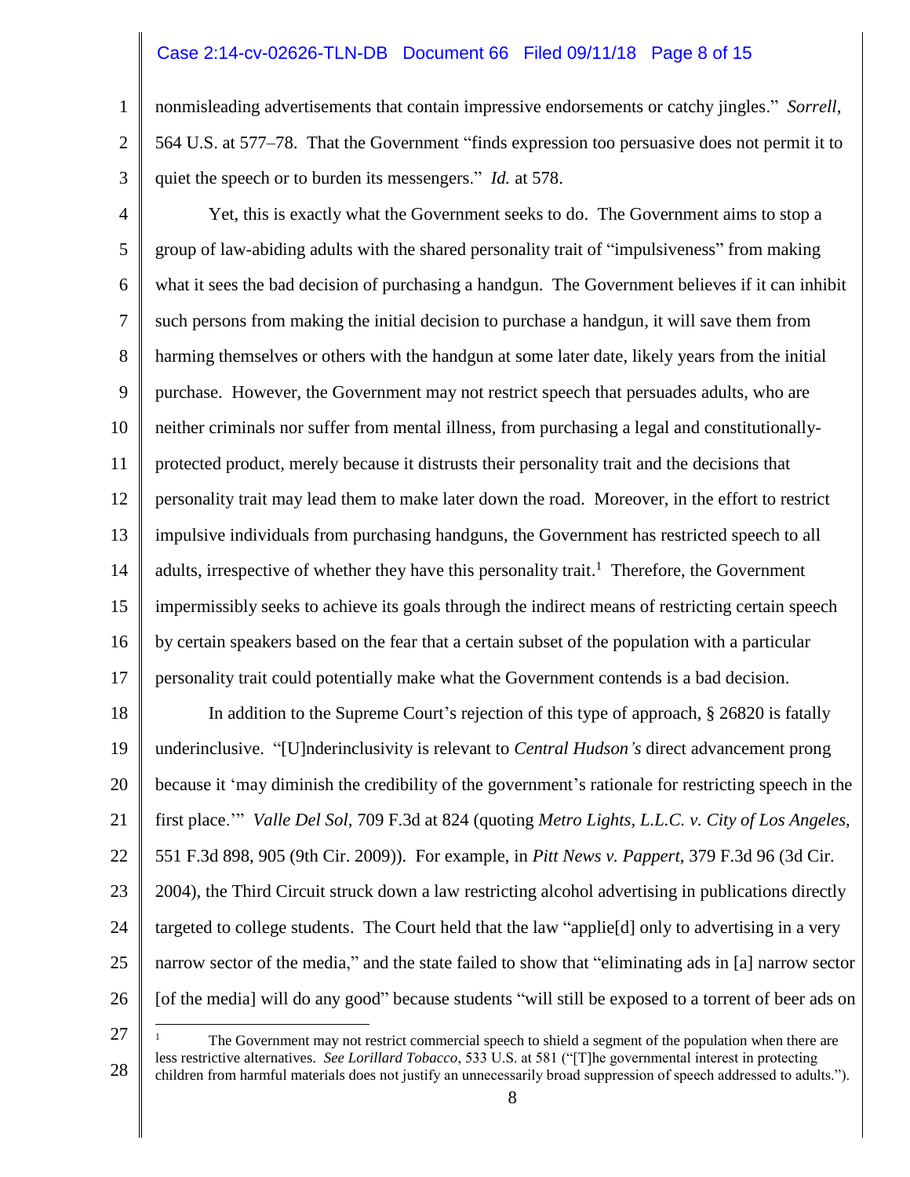nonmisleading advertisements that contain impressive endorsements or catchy jingles." *Sorrell*, 564 U.S. at 577–78. That the Government "finds expression too persuasive does not permit it to quiet the speech or to burden its messengers." *Id.* at 578.

Yet, this is exactly what the Government seeks to do. The Government aims to stop a group of law-abiding adults with the shared personality trait of "impulsiveness" from making what it sees the bad decision of purchasing a handgun. The Government believes if it can inhibit such persons from making the initial decision to purchase a handgun, it will save them from harming themselves or others with the handgun at some later date, likely years from the initial purchase. However, the Government may not restrict speech that persuades adults, who are neither criminals nor suffer from mental illness, from purchasing a legal and constitutionally-protected product, merely because it distrusts their personality trait and the decisions that personality trait may lead them to make later down the road. Moreover, in the effort to restrict impulsive individuals from purchasing handguns, the Government has restricted speech to all adults, irrespective of whether they have this personality trait.[1] Therefore, the Government impermissibly seeks to achieve its goals through the indirect means of restricting certain speech by certain speakers based on the fear that a certain subset of the population with a particular personality trait could potentially make what the Government contends is a bad decision.

In addition to the Supreme Court's rejection of this type of approach, § 26820 is fatally underinclusive. "[U]nderinclusivity is relevant to *Central Hudson's* direct advancement prong because it 'may diminish the credibility of the government's rationale for restricting speech in the first place.'" *Valle Del Sol*, 709 F.3d at 824 (quoting *Metro Lights, L.L.C. v. City of Los Angeles*, 551 F.3d 898, 905 (9th Cir. 2009)). For example, in *Pitt News v. Pappert*, 379 F.3d 96 (3d Cir. 2004), the Third Circuit struck down a law restricting alcohol advertising in publications directly targeted to college students. The Court held that the law "applie[d] only to advertising in a very narrow sector of the media," and the state failed to show that "eliminating ads in [a] narrow sector [of the media] will do any good" because students "will still be exposed to a torrent of beer ads on

---

[1] The Government may not restrict commercial speech to shield a segment of the population when there are less restrictive alternatives. *See Lorillard Tobacco*, 533 U.S. at 581 ("[T]he governmental interest in protecting children from harmful materials does not justify an unnecessarily broad suppression of speech addressed to adults.").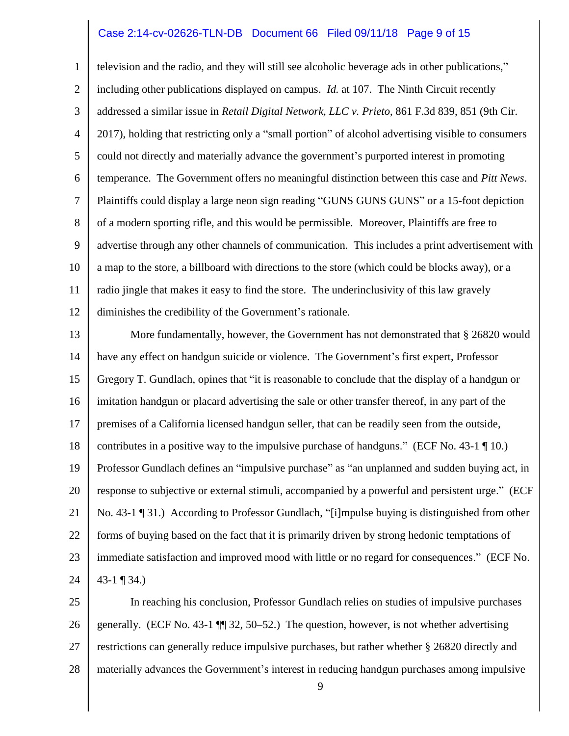television and the radio, and they will still see alcoholic beverage ads in other publications," including other publications displayed on campus. *Id.* at 107. The Ninth Circuit recently addressed a similar issue in *Retail Digital Network, LLC v. Prieto*, 861 F.3d 839, 851 (9th Cir. 2017), holding that restricting only a "small portion" of alcohol advertising visible to consumers could not directly and materially advance the government's purported interest in promoting temperance. The Government offers no meaningful distinction between this case and *Pitt News*. Plaintiffs could display a large neon sign reading "GUNS GUNS GUNS" or a 15-foot depiction of a modern sporting rifle, and this would be permissible. Moreover, Plaintiffs are free to advertise through any other channels of communication. This includes a print advertisement with a map to the store, a billboard with directions to the store (which could be blocks away), or a radio jingle that makes it easy to find the store. The underinclusivity of this law gravely diminishes the credibility of the Government's rationale.

More fundamentally, however, the Government has not demonstrated that § 26820 would have any effect on handgun suicide or violence. The Government's first expert, Professor Gregory T. Gundlach, opines that "it is reasonable to conclude that the display of a handgun or imitation handgun or placard advertising the sale or other transfer thereof, in any part of the premises of a California licensed handgun seller, that can be readily seen from the outside, contributes in a positive way to the impulsive purchase of handguns." (ECF No. 43-1 ¶ 10.) Professor Gundlach defines an "impulsive purchase" as "an unplanned and sudden buying act, in response to subjective or external stimuli, accompanied by a powerful and persistent urge." (ECF No. 43-1 ¶ 31.) According to Professor Gundlach, "[i]mpulse buying is distinguished from other forms of buying based on the fact that it is primarily driven by strong hedonic temptations of immediate satisfaction and improved mood with little or no regard for consequences." (ECF No. 43-1 ¶ 34.)

In reaching his conclusion, Professor Gundlach relies on studies of impulsive purchases generally. (ECF No. 43-1 ¶¶ 32, 50–52.) The question, however, is not whether advertising restrictions can generally reduce impulsive purchases, but rather whether § 26820 directly and materially advances the Government's interest in reducing handgun purchases among impulsive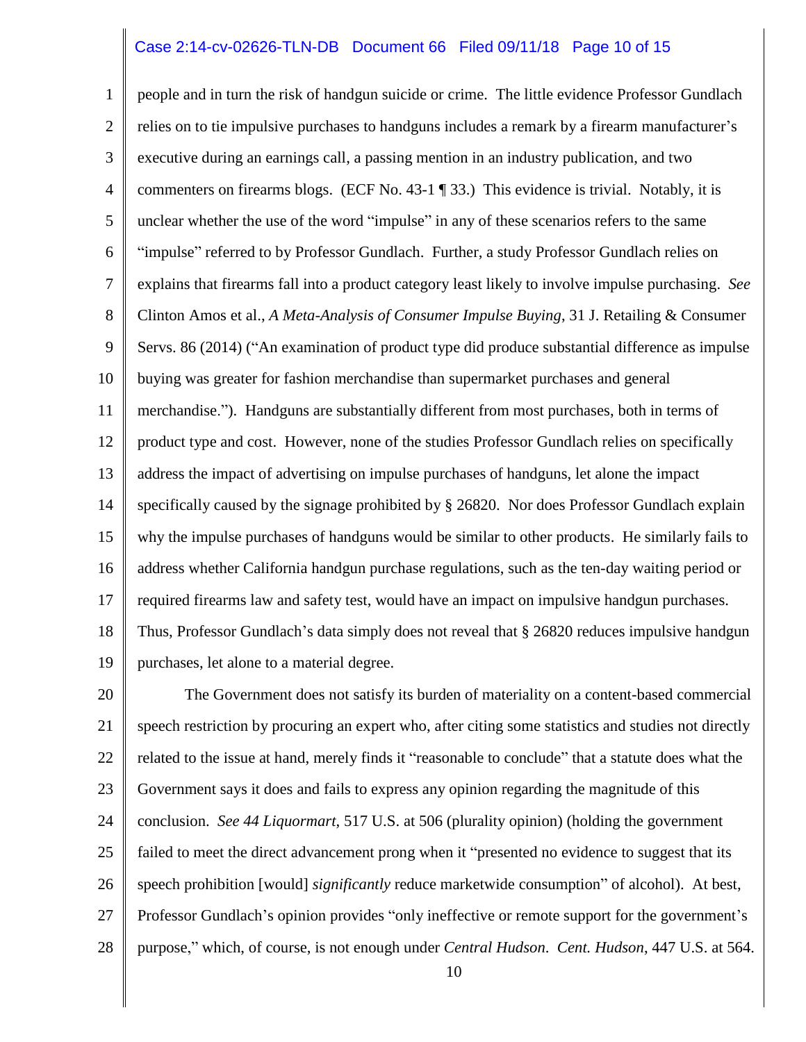people and in turn the risk of handgun suicide or crime. The little evidence Professor Gundlach relies on to tie impulsive purchases to handguns includes a remark by a firearm manufacturer's executive during an earnings call, a passing mention in an industry publication, and two commenters on firearms blogs. (ECF No. 43-1 ¶ 33.) This evidence is trivial. Notably, it is unclear whether the use of the word "impulse" in any of these scenarios refers to the same "impulse" referred to by Professor Gundlach. Further, a study Professor Gundlach relies on explains that firearms fall into a product category least likely to involve impulse purchasing. *See* Clinton Amos et al., *A Meta-Analysis of Consumer Impulse Buying*, 31 J. Retailing & Consumer Servs. 86 (2014) ("An examination of product type did produce substantial difference as impulse buying was greater for fashion merchandise than supermarket purchases and general merchandise."). Handguns are substantially different from most purchases, both in terms of product type and cost. However, none of the studies Professor Gundlach relies on specifically address the impact of advertising on impulse purchases of handguns, let alone the impact specifically caused by the signage prohibited by § 26820. Nor does Professor Gundlach explain why the impulse purchases of handguns would be similar to other products. He similarly fails to address whether California handgun purchase regulations, such as the ten-day waiting period or required firearms law and safety test, would have an impact on impulsive handgun purchases. Thus, Professor Gundlach's data simply does not reveal that § 26820 reduces impulsive handgun purchases, let alone to a material degree.

The Government does not satisfy its burden of materiality on a content-based commercial speech restriction by procuring an expert who, after citing some statistics and studies not directly related to the issue at hand, merely finds it "reasonable to conclude" that a statute does what the Government says it does and fails to express any opinion regarding the magnitude of this conclusion. *See 44 Liquormart*, 517 U.S. at 506 (plurality opinion) (holding the government failed to meet the direct advancement prong when it "presented no evidence to suggest that its speech prohibition [would] *significantly* reduce marketwide consumption" of alcohol). At best, Professor Gundlach's opinion provides "only ineffective or remote support for the government's purpose," which, of course, is not enough under *Central Hudson*. *Cent. Hudson*, 447 U.S. at 564.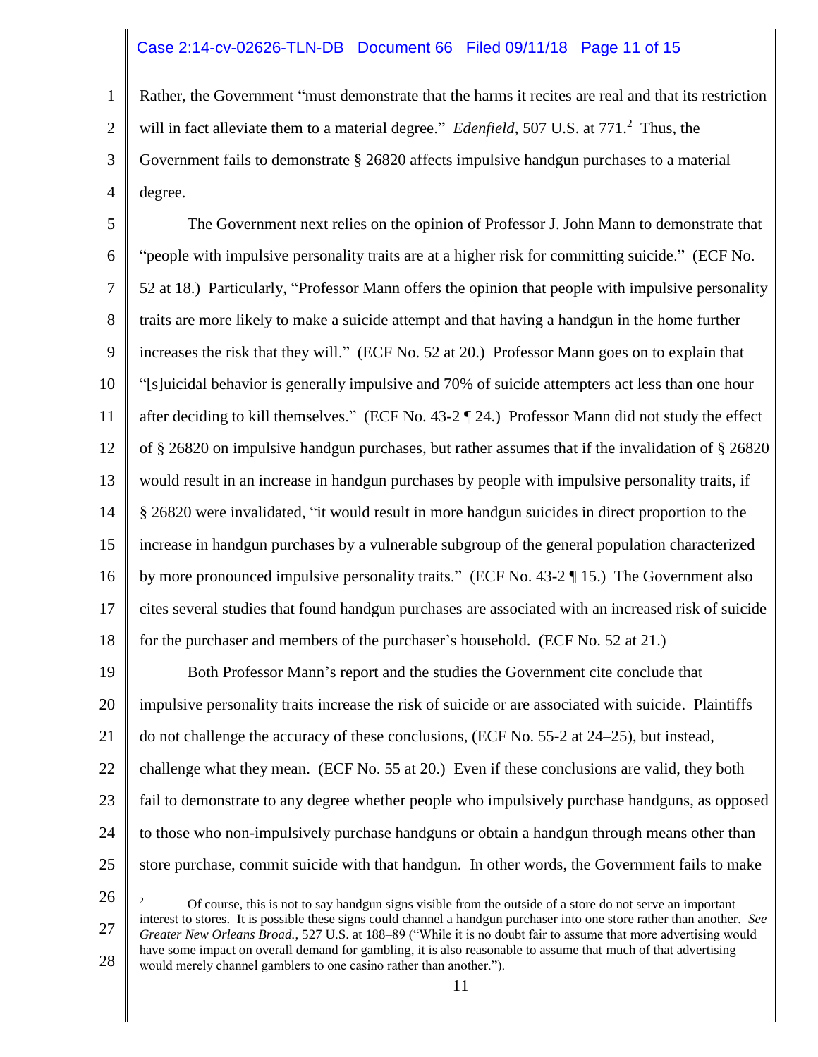Rather, the Government "must demonstrate that the harms it recites are real and that its restriction will in fact alleviate them to a material degree." *Edenfield*, 507 U.S. at 771.[2] Thus, the Government fails to demonstrate § 26820 affects impulsive handgun purchases to a material degree.

The Government next relies on the opinion of Professor J. John Mann to demonstrate that "people with impulsive personality traits are at a higher risk for committing suicide." (ECF No. 52 at 18.) Particularly, "Professor Mann offers the opinion that people with impulsive personality traits are more likely to make a suicide attempt and that having a handgun in the home further increases the risk that they will." (ECF No. 52 at 20.) Professor Mann goes on to explain that "[s]uicidal behavior is generally impulsive and 70% of suicide attempters act less than one hour after deciding to kill themselves." (ECF No. 43-2 ¶ 24.) Professor Mann did not study the effect of § 26820 on impulsive handgun purchases, but rather assumes that if the invalidation of § 26820 would result in an increase in handgun purchases by people with impulsive personality traits, if § 26820 were invalidated, "it would result in more handgun suicides in direct proportion to the increase in handgun purchases by a vulnerable subgroup of the general population characterized by more pronounced impulsive personality traits." (ECF No. 43-2 ¶ 15.) The Government also cites several studies that found handgun purchases are associated with an increased risk of suicide for the purchaser and members of the purchaser's household. (ECF No. 52 at 21.)

Both Professor Mann's report and the studies the Government cite conclude that impulsive personality traits increase the risk of suicide or are associated with suicide. Plaintiffs do not challenge the accuracy of these conclusions, (ECF No. 55-2 at 24–25), but instead, challenge what they mean. (ECF No. 55 at 20.) Even if these conclusions are valid, they both fail to demonstrate to any degree whether people who impulsively purchase handguns, as opposed to those who non-impulsively purchase handguns or obtain a handgun through means other than store purchase, commit suicide with that handgun. In other words, the Government fails to make

---

[2] Of course, this is not to say handgun signs visible from the outside of a store do not serve an important interest to stores. It is possible these signs could channel a handgun purchaser into one store rather than another. *See Greater New Orleans Broad.*, 527 U.S. at 188–89 ("While it is no doubt fair to assume that more advertising would have some impact on overall demand for gambling, it is also reasonable to assume that much of that advertising would merely channel gamblers to one casino rather than another.").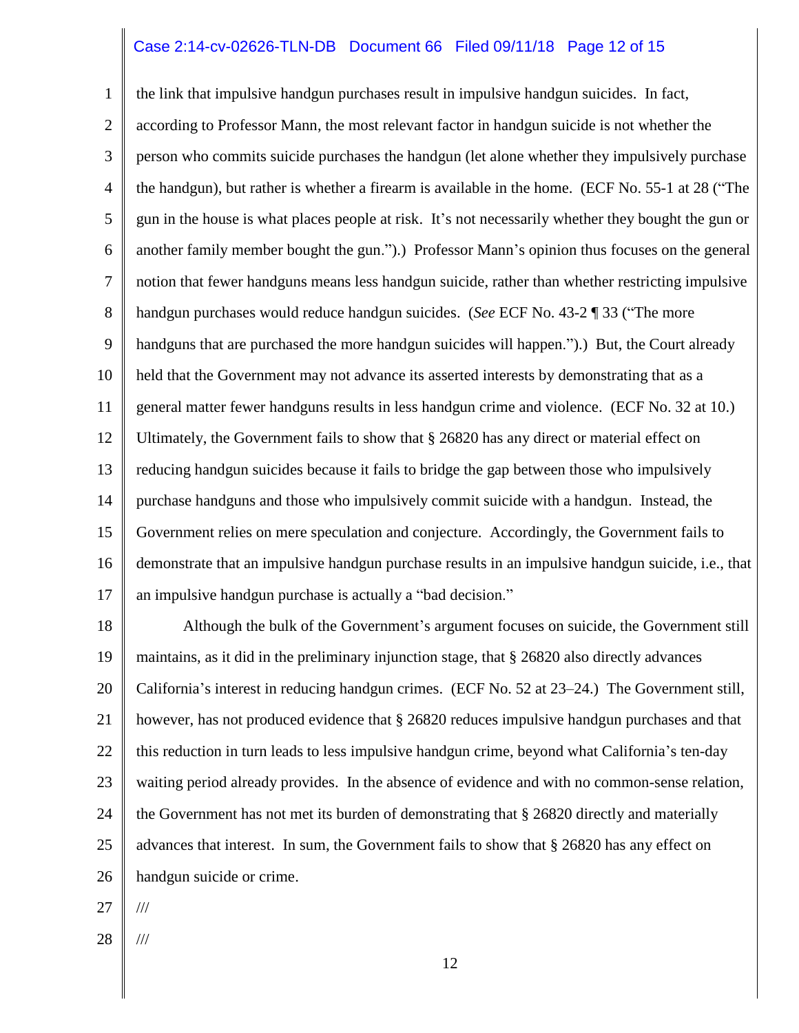the link that impulsive handgun purchases result in impulsive handgun suicides. In fact, according to Professor Mann, the most relevant factor in handgun suicide is not whether the person who commits suicide purchases the handgun (let alone whether they impulsively purchase the handgun), but rather is whether a firearm is available in the home. (ECF No. 55-1 at 28 ("The gun in the house is what places people at risk. It's not necessarily whether they bought the gun or another family member bought the gun.").) Professor Mann's opinion thus focuses on the general notion that fewer handguns means less handgun suicide, rather than whether restricting impulsive handgun purchases would reduce handgun suicides. (*See* ECF No. 43-2 ¶ 33 ("The more handguns that are purchased the more handgun suicides will happen.").) But, the Court already held that the Government may not advance its asserted interests by demonstrating that as a general matter fewer handguns results in less handgun crime and violence. (ECF No. 32 at 10.) Ultimately, the Government fails to show that § 26820 has any direct or material effect on reducing handgun suicides because it fails to bridge the gap between those who impulsively purchase handguns and those who impulsively commit suicide with a handgun. Instead, the Government relies on mere speculation and conjecture. Accordingly, the Government fails to demonstrate that an impulsive handgun purchase results in an impulsive handgun suicide, i.e., that an impulsive handgun purchase is actually a "bad decision."

Although the bulk of the Government's argument focuses on suicide, the Government still maintains, as it did in the preliminary injunction stage, that § 26820 also directly advances California's interest in reducing handgun crimes. (ECF No. 52 at 23–24.) The Government still, however, has not produced evidence that § 26820 reduces impulsive handgun purchases and that this reduction in turn leads to less impulsive handgun crime, beyond what California's ten-day waiting period already provides. In the absence of evidence and with no common-sense relation, the Government has not met its burden of demonstrating that § 26820 directly and materially advances that interest. In sum, the Government fails to show that § 26820 has any effect on handgun suicide or crime.

///

///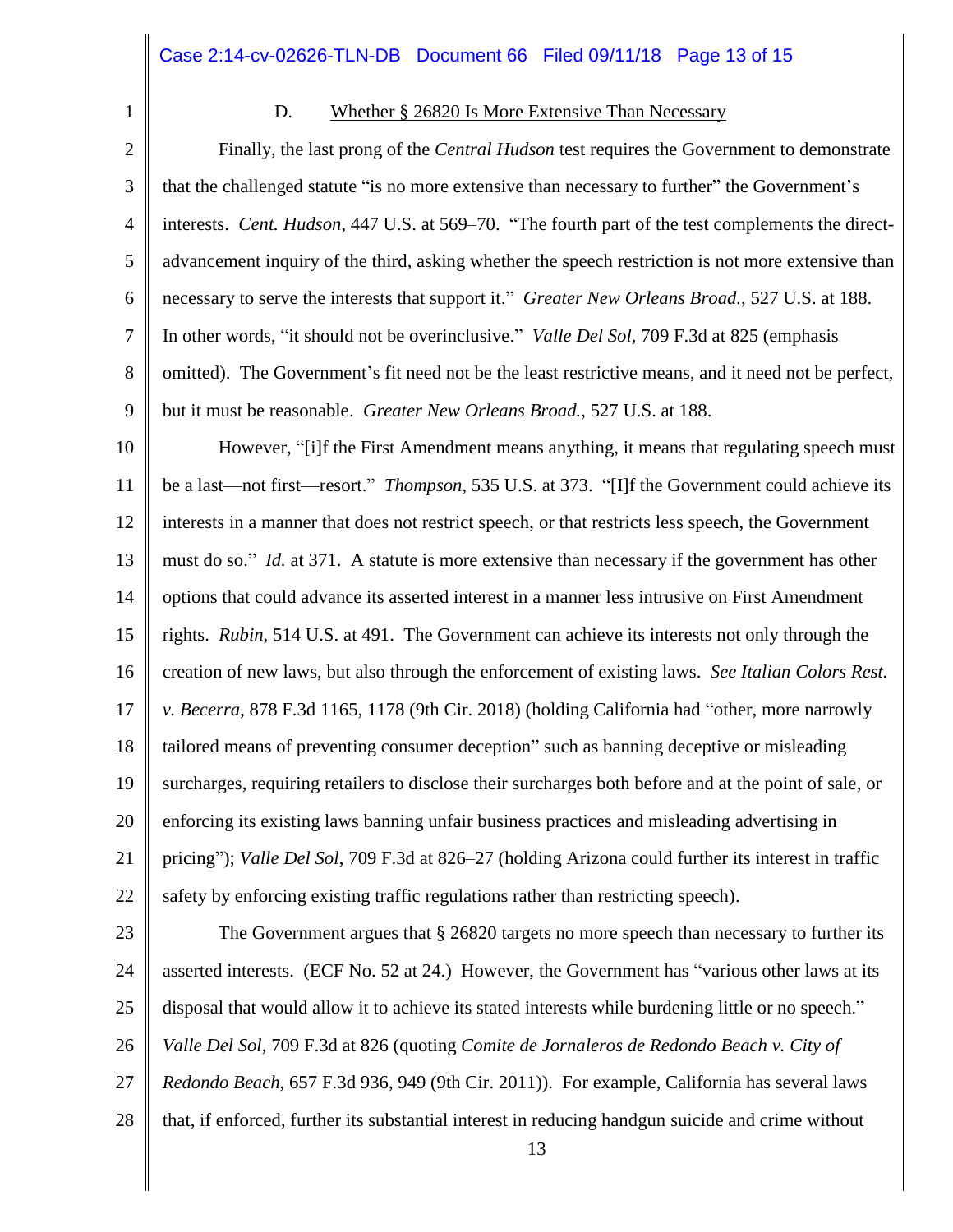### D. Whether § 26820 Is More Extensive Than Necessary

Finally, the last prong of the *Central Hudson* test requires the Government to demonstrate that the challenged statute "is no more extensive than necessary to further" the Government's interests. *Cent. Hudson*, 447 U.S. at 569–70. "The fourth part of the test complements the direct-advancement inquiry of the third, asking whether the speech restriction is not more extensive than necessary to serve the interests that support it." *Greater New Orleans Broad.*, 527 U.S. at 188. In other words, "it should not be overinclusive." *Valle Del Sol*, 709 F.3d at 825 (emphasis omitted). The Government's fit need not be the least restrictive means, and it need not be perfect, but it must be reasonable. *Greater New Orleans Broad.*, 527 U.S. at 188.

However, "[i]f the First Amendment means anything, it means that regulating speech must be a last—not first—resort." *Thompson*, 535 U.S. at 373. "[I]f the Government could achieve its interests in a manner that does not restrict speech, or that restricts less speech, the Government must do so." *Id.* at 371. A statute is more extensive than necessary if the government has other options that could advance its asserted interest in a manner less intrusive on First Amendment rights. *Rubin*, 514 U.S. at 491. The Government can achieve its interests not only through the creation of new laws, but also through the enforcement of existing laws. *See Italian Colors Rest. v. Becerra*, 878 F.3d 1165, 1178 (9th Cir. 2018) (holding California had "other, more narrowly tailored means of preventing consumer deception" such as banning deceptive or misleading surcharges, requiring retailers to disclose their surcharges both before and at the point of sale, or enforcing its existing laws banning unfair business practices and misleading advertising in pricing"); *Valle Del Sol*, 709 F.3d at 826–27 (holding Arizona could further its interest in traffic safety by enforcing existing traffic regulations rather than restricting speech).

The Government argues that § 26820 targets no more speech than necessary to further its asserted interests. (ECF No. 52 at 24.) However, the Government has "various other laws at its disposal that would allow it to achieve its stated interests while burdening little or no speech." *Valle Del Sol*, 709 F.3d at 826 (quoting *Comite de Jornaleros de Redondo Beach v. City of Redondo Beach*, 657 F.3d 936, 949 (9th Cir. 2011)). For example, California has several laws that, if enforced, further its substantial interest in reducing handgun suicide and crime without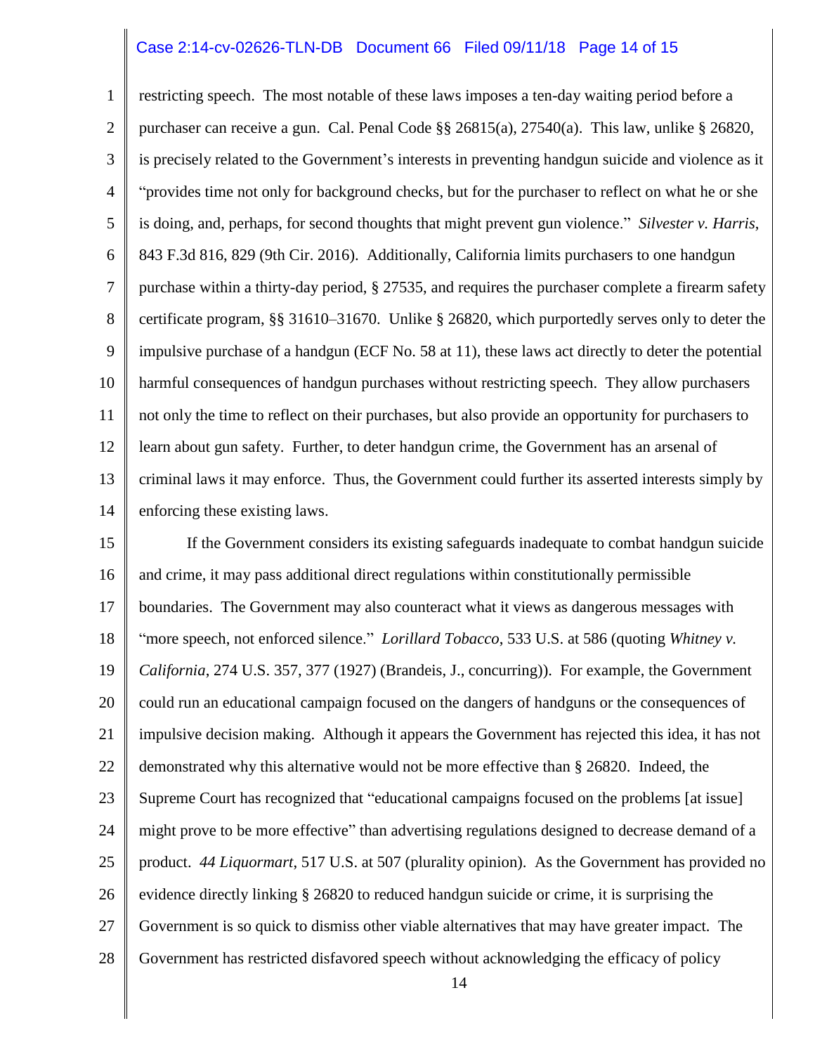restricting speech. The most notable of these laws imposes a ten-day waiting period before a purchaser can receive a gun. Cal. Penal Code §§ 26815(a), 27540(a). This law, unlike § 26820, is precisely related to the Government's interests in preventing handgun suicide and violence as it "provides time not only for background checks, but for the purchaser to reflect on what he or she is doing, and, perhaps, for second thoughts that might prevent gun violence." *Silvester v. Harris*, 843 F.3d 816, 829 (9th Cir. 2016). Additionally, California limits purchasers to one handgun purchase within a thirty-day period, § 27535, and requires the purchaser complete a firearm safety certificate program, §§ 31610–31670. Unlike § 26820, which purportedly serves only to deter the impulsive purchase of a handgun (ECF No. 58 at 11), these laws act directly to deter the potential harmful consequences of handgun purchases without restricting speech. They allow purchasers not only the time to reflect on their purchases, but also provide an opportunity for purchasers to learn about gun safety. Further, to deter handgun crime, the Government has an arsenal of criminal laws it may enforce. Thus, the Government could further its asserted interests simply by enforcing these existing laws.

If the Government considers its existing safeguards inadequate to combat handgun suicide and crime, it may pass additional direct regulations within constitutionally permissible boundaries. The Government may also counteract what it views as dangerous messages with "more speech, not enforced silence." *Lorillard Tobacco*, 533 U.S. at 586 (quoting *Whitney v. California*, 274 U.S. 357, 377 (1927) (Brandeis, J., concurring)). For example, the Government could run an educational campaign focused on the dangers of handguns or the consequences of impulsive decision making. Although it appears the Government has rejected this idea, it has not demonstrated why this alternative would not be more effective than § 26820. Indeed, the Supreme Court has recognized that "educational campaigns focused on the problems [at issue] might prove to be more effective" than advertising regulations designed to decrease demand of a product. *44 Liquormart*, 517 U.S. at 507 (plurality opinion). As the Government has provided no evidence directly linking § 26820 to reduced handgun suicide or crime, it is surprising the Government is so quick to dismiss other viable alternatives that may have greater impact. The Government has restricted disfavored speech without acknowledging the efficacy of policy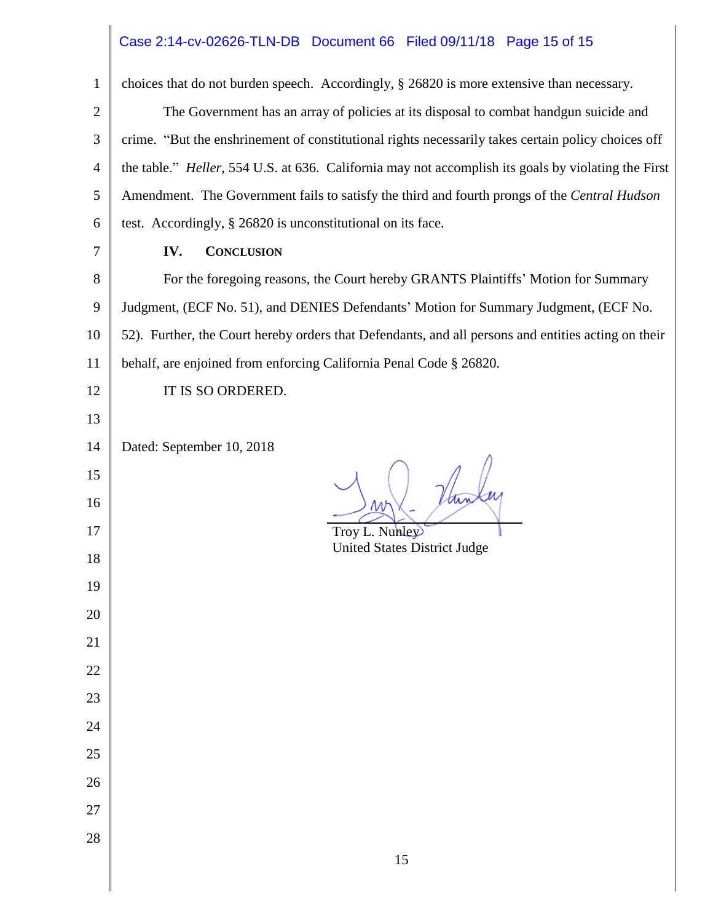choices that do not burden speech. Accordingly, § 26820 is more extensive than necessary.

The Government has an array of policies at its disposal to combat handgun suicide and crime. "But the enshrinement of constitutional rights necessarily takes certain policy choices off the table." *Heller*, 554 U.S. at 636. California may not accomplish its goals by violating the First Amendment. The Government fails to satisfy the third and fourth prongs of the *Central Hudson* test. Accordingly, § 26820 is unconstitutional on its face.

## IV. CONCLUSION

For the foregoing reasons, the Court hereby GRANTS Plaintiffs' Motion for Summary Judgment, (ECF No. 51), and DENIES Defendants' Motion for Summary Judgment, (ECF No. 52). Further, the Court hereby orders that Defendants, and all persons and entities acting on their behalf, are enjoined from enforcing California Penal Code § 26820.

IT IS SO ORDERED.

Dated: September 10, 2018

Troy L. Nunley
United States District Judge